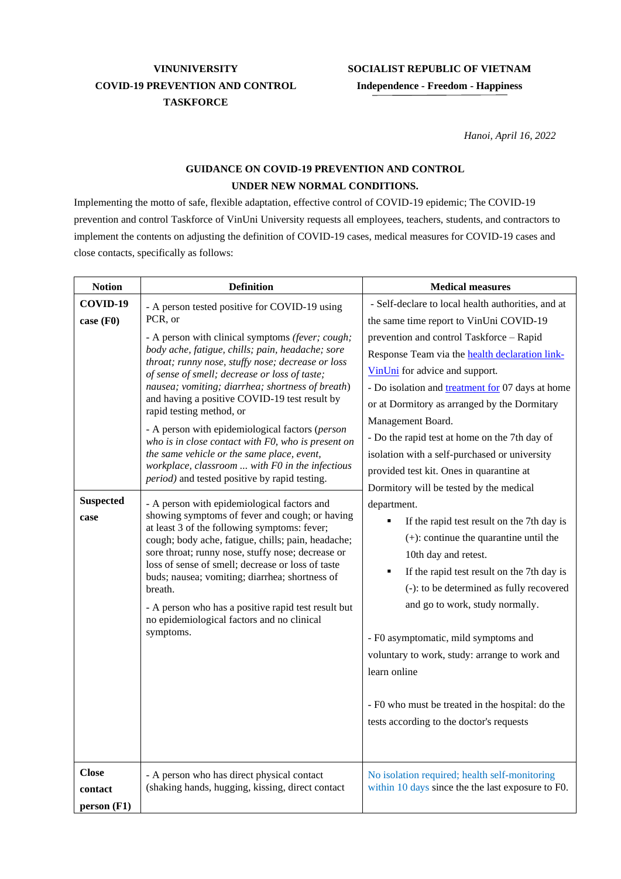**VINUNIVERSITY**
**COVID-19 PREVENTION AND CONTROL TASKFORCE**

**SOCIALIST REPUBLIC OF VIETNAM**
**Independence - Freedom - Happiness**

*Hanoi, April 16, 2022*

## GUIDANCE ON COVID-19 PREVENTION AND CONTROL UNDER NEW NORMAL CONDITIONS.

Implementing the motto of safe, flexible adaptation, effective control of COVID-19 epidemic; The COVID-19 prevention and control Taskforce of VinUni University requests all employees, teachers, students, and contractors to implement the contents on adjusting the definition of COVID-19 cases, medical measures for COVID-19 cases and close contacts, specifically as follows:

| Notion | Definition | Medical measures |
|---|---|---|
| **COVID-19 case (F0)** | - A person tested positive for COVID-19 using PCR, or<br>- A person with clinical symptoms *(fever; cough; body ache, fatigue, chills; pain, headache; sore throat; runny nose, stuffy nose; decrease or loss of sense of smell; decrease or loss of taste; nausea; vomiting; diarrhea; shortness of breath)* and having a positive COVID-19 test result by rapid testing method, or<br>- A person with epidemiological factors (*person who is in close contact with F0, who is present on the same vehicle or the same place, event, workplace, classroom ... with F0 in the infectious period)* and tested positive by rapid testing. | - Self-declare to local health authorities, and at the same time report to VinUni COVID-19 prevention and control Taskforce – Rapid Response Team via the health declaration link-VinUni for advice and support.<br>- Do isolation and treatment for 07 days at home or at Dormitory as arranged by the Dormitory Management Board.<br>- Do the rapid test at home on the 7th day of isolation with a self-purchased or university provided test kit. Ones in quarantine at Dormitory will be tested by the medical department.<br>▪ If the rapid test result on the 7th day is (+): continue the quarantine until the 10th day and retest.<br>▪ If the rapid test result on the 7th day is (-): to be determined as fully recovered and go to work, study normally.<br><br>- F0 asymptomatic, mild symptoms and voluntary to work, study: arrange to work and learn online<br><br>- F0 who must be treated in the hospital: do the tests according to the doctor's requests |
| **Suspected case** | - A person with epidemiological factors and showing symptoms of fever and cough; or having at least 3 of the following symptoms: fever; cough; body ache, fatigue, chills; pain, headache; sore throat; runny nose, stuffy nose; decrease or loss of sense of smell; decrease or loss of taste buds; nausea; vomiting; diarrhea; shortness of breath.<br>- A person who has a positive rapid test result but no epidemiological factors and no clinical symptoms. | |
| **Close contact person (F1)** | - A person who has direct physical contact (shaking hands, hugging, kissing, direct contact | No isolation required; health self-monitoring within 10 days since the the last exposure to F0. |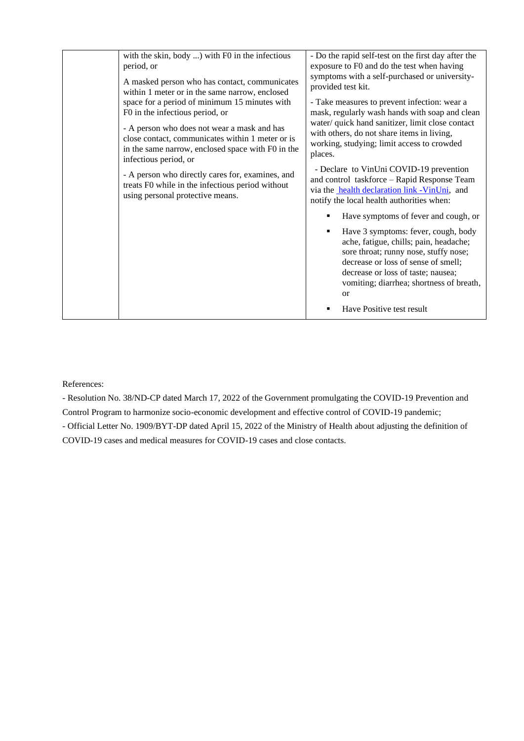| | | |
|---|---|---|
| | with the skin, body ...) with F0 in the infectious period, or<br><br>A masked person who has contact, communicates within 1 meter or in the same narrow, enclosed space for a period of minimum 15 minutes with F0 in the infectious period, or<br><br>- A person who does not wear a mask and has close contact, communicates within 1 meter or is in the same narrow, enclosed space with F0 in the infectious period, or<br><br>- A person who directly cares for, examines, and treats F0 while in the infectious period without using personal protective means. | - Do the rapid self-test on the first day after the exposure to F0 and do the test when having symptoms with a self-purchased or university-provided test kit.<br><br>- Take measures to prevent infection: wear a mask, regularly wash hands with soap and clean water/ quick hand sanitizer, limit close contact with others, do not share items in living, working, studying; limit access to crowded places.<br><br>- Declare to VinUni COVID-19 prevention and control taskforce – Rapid Response Team via the health declaration link -VinUni, and notify the local health authorities when:<br><br>▪ Have symptoms of fever and cough, or<br><br>▪ Have 3 symptoms: fever, cough, body ache, fatigue, chills; pain, headache; sore throat; runny nose, stuffy nose; decrease or loss of sense of smell; decrease or loss of taste; nausea; vomiting; diarrhea; shortness of breath, or<br><br>▪ Have Positive test result |

References:

- Resolution No. 38/ND-CP dated March 17, 2022 of the Government promulgating the COVID-19 Prevention and Control Program to harmonize socio-economic development and effective control of COVID-19 pandemic;
- Official Letter No. 1909/BYT-DP dated April 15, 2022 of the Ministry of Health about adjusting the definition of COVID-19 cases and medical measures for COVID-19 cases and close contacts.